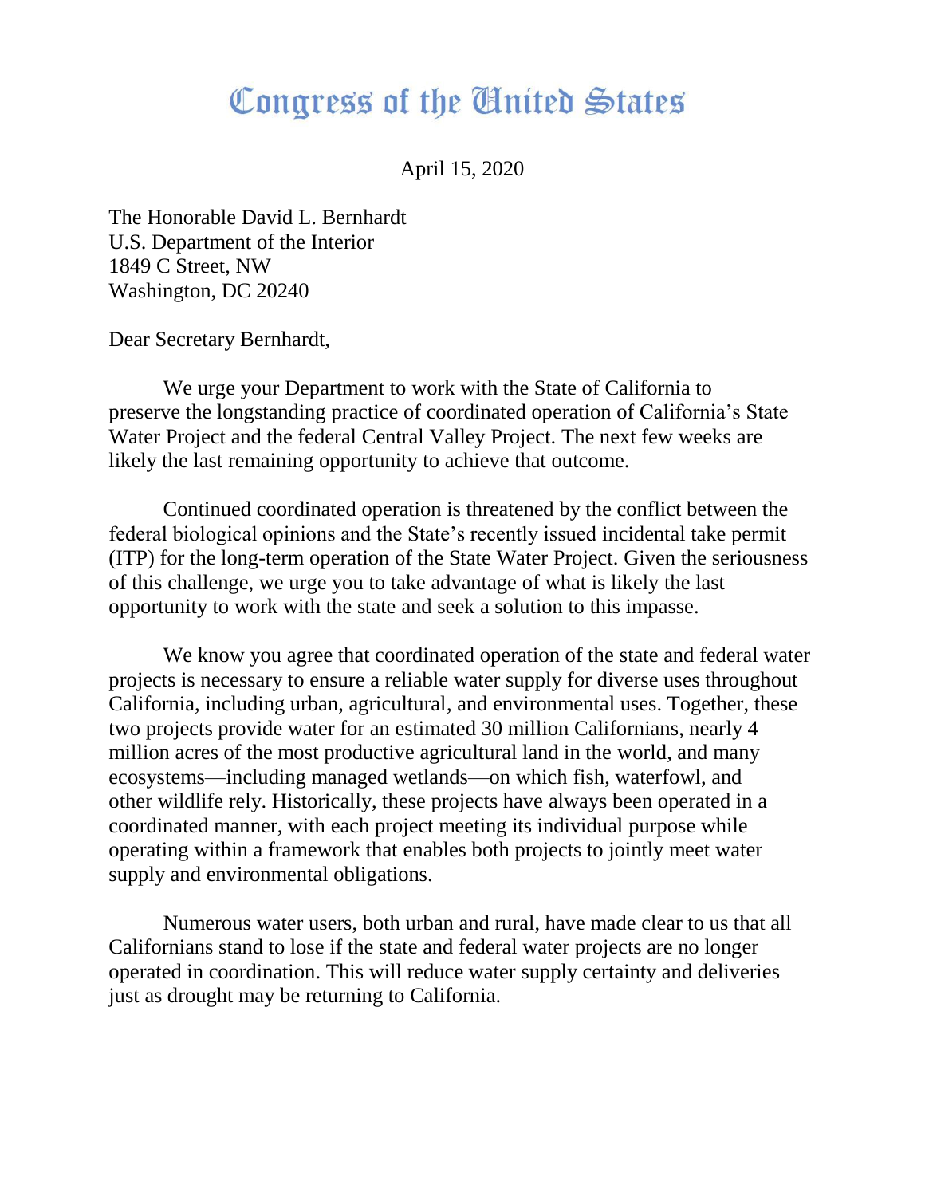# Congress of the United States

April 15, 2020

The Honorable David L. Bernhardt
U.S. Department of the Interior
1849 C Street, NW
Washington, DC 20240

Dear Secretary Bernhardt,

We urge your Department to work with the State of California to preserve the longstanding practice of coordinated operation of California's State Water Project and the federal Central Valley Project. The next few weeks are likely the last remaining opportunity to achieve that outcome.

Continued coordinated operation is threatened by the conflict between the federal biological opinions and the State's recently issued incidental take permit (ITP) for the long-term operation of the State Water Project. Given the seriousness of this challenge, we urge you to take advantage of what is likely the last opportunity to work with the state and seek a solution to this impasse.

We know you agree that coordinated operation of the state and federal water projects is necessary to ensure a reliable water supply for diverse uses throughout California, including urban, agricultural, and environmental uses. Together, these two projects provide water for an estimated 30 million Californians, nearly 4 million acres of the most productive agricultural land in the world, and many ecosystems—including managed wetlands—on which fish, waterfowl, and other wildlife rely. Historically, these projects have always been operated in a coordinated manner, with each project meeting its individual purpose while operating within a framework that enables both projects to jointly meet water supply and environmental obligations.

Numerous water users, both urban and rural, have made clear to us that all Californians stand to lose if the state and federal water projects are no longer operated in coordination. This will reduce water supply certainty and deliveries just as drought may be returning to California.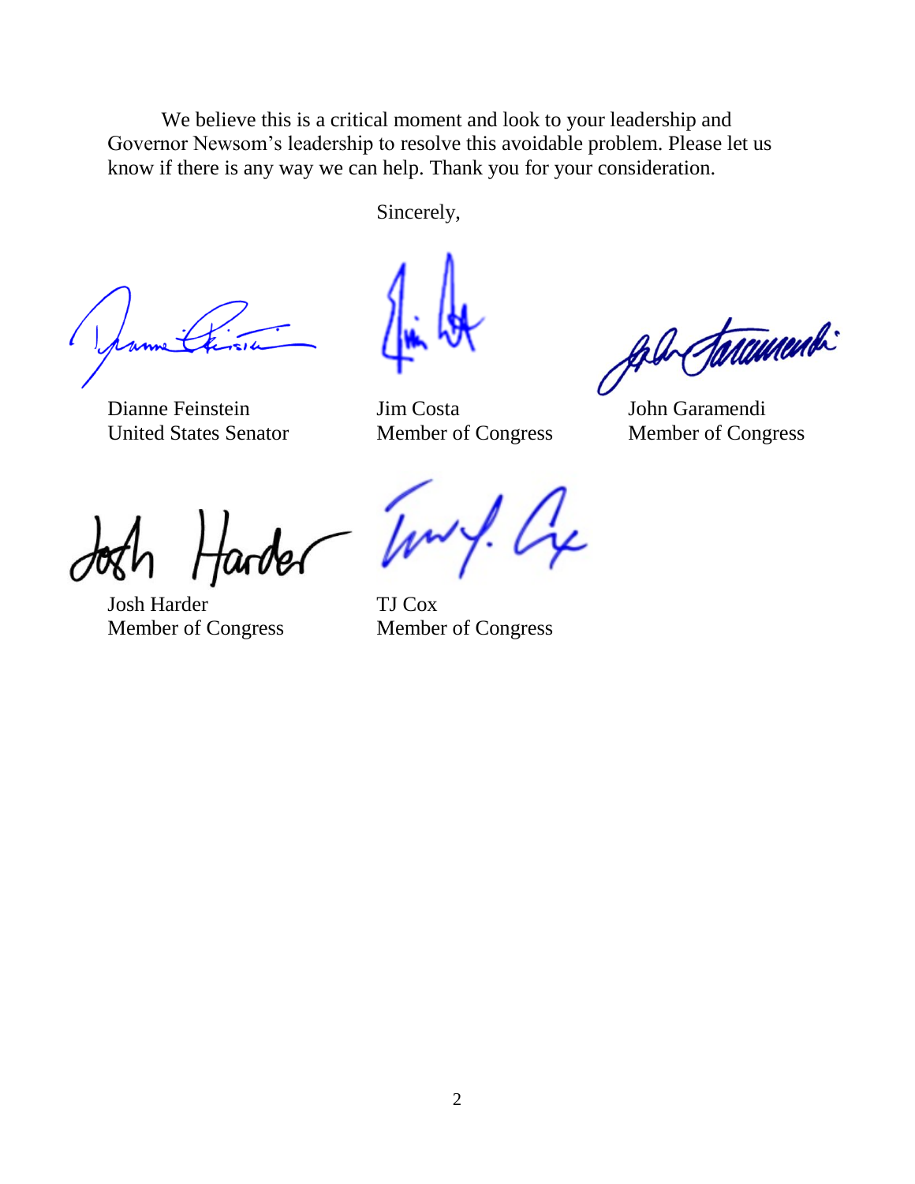We believe this is a critical moment and look to your leadership and Governor Newsom's leadership to resolve this avoidable problem. Please let us know if there is any way we can help. Thank you for your consideration.

Sincerely,

Dianne Feinstein
United States Senator

Jim Costa
Member of Congress

John Garamendi
Member of Congress

Josh Harder
Member of Congress

TJ Cox
Member of Congress